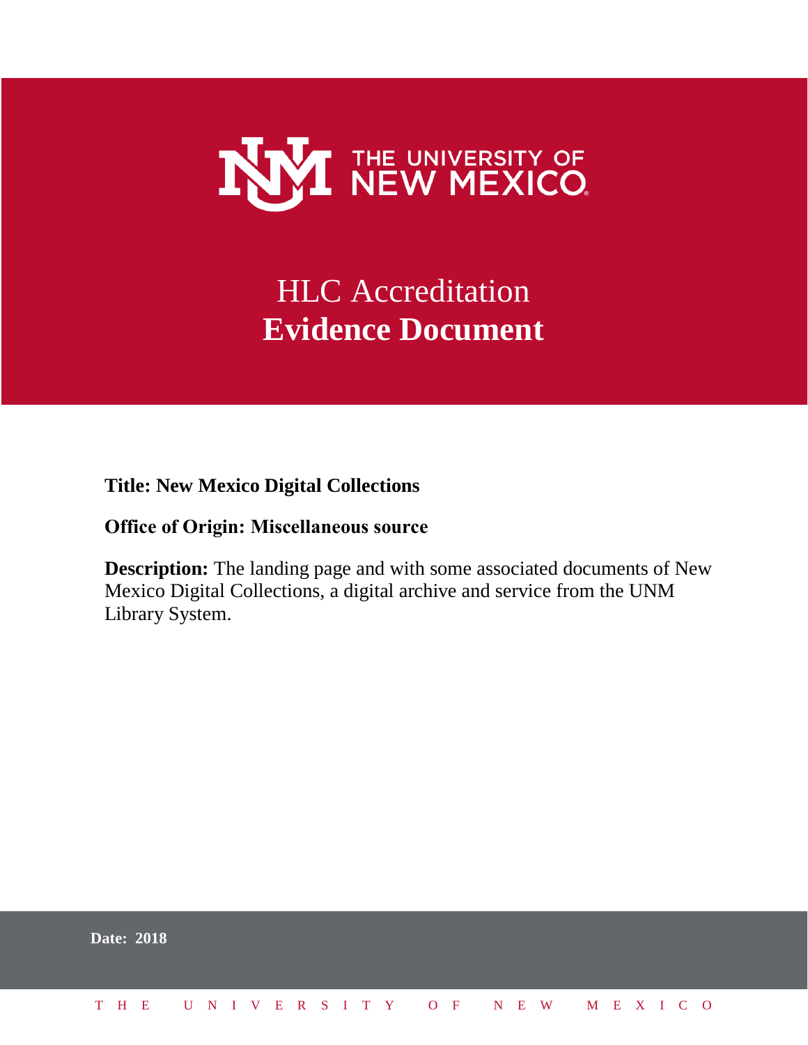THE UNIVERSITY OF NEW MEXICO

# HLC Accreditation
# **Evidence Document**

**Title: New Mexico Digital Collections**

**Office of Origin: Miscellaneous source**

**Description:** The landing page and with some associated documents of New Mexico Digital Collections, a digital archive and service from the UNM Library System.

**Date: 2018**

THE UNIVERSITY OF NEW MEXICO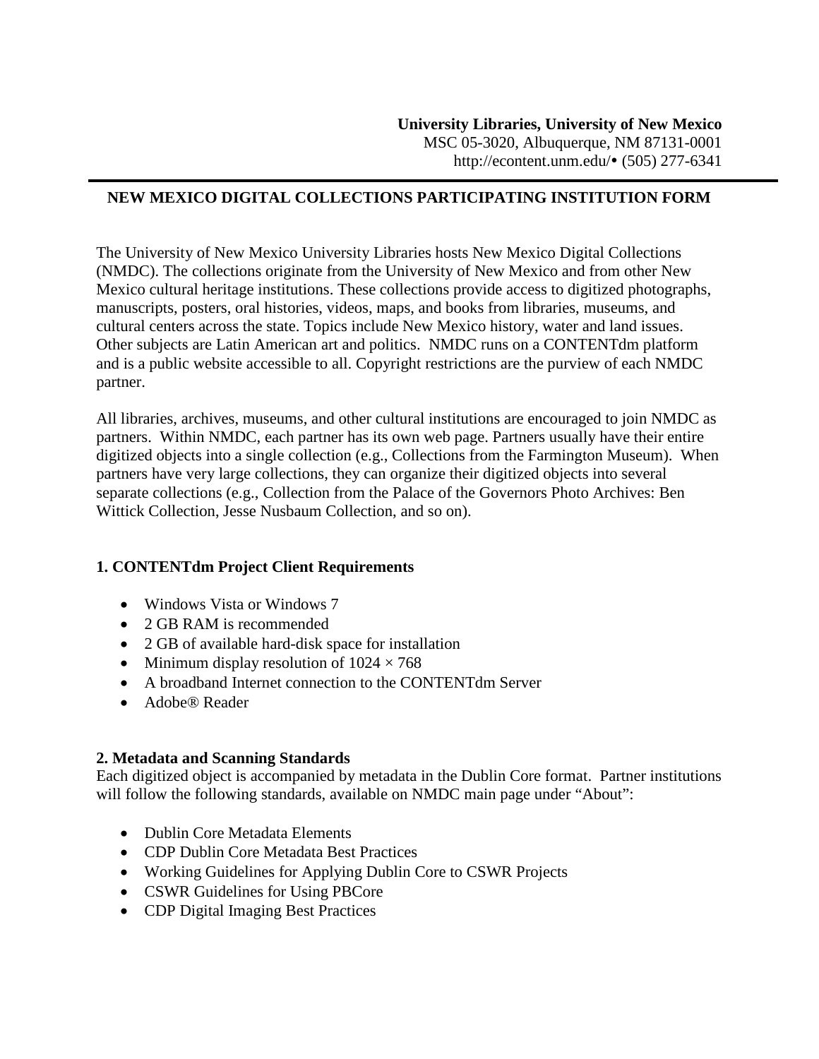**University Libraries, University of New Mexico**
MSC 05-3020, Albuquerque, NM 87131-0001
http://econtent.unm.edu/• (505) 277-6341

---

## NEW MEXICO DIGITAL COLLECTIONS PARTICIPATING INSTITUTION FORM

The University of New Mexico University Libraries hosts New Mexico Digital Collections (NMDC). The collections originate from the University of New Mexico and from other New Mexico cultural heritage institutions. These collections provide access to digitized photographs, manuscripts, posters, oral histories, videos, maps, and books from libraries, museums, and cultural centers across the state. Topics include New Mexico history, water and land issues. Other subjects are Latin American art and politics. NMDC runs on a CONTENTdm platform and is a public website accessible to all. Copyright restrictions are the purview of each NMDC partner.

All libraries, archives, museums, and other cultural institutions are encouraged to join NMDC as partners. Within NMDC, each partner has its own web page. Partners usually have their entire digitized objects into a single collection (e.g., Collections from the Farmington Museum). When partners have very large collections, they can organize their digitized objects into several separate collections (e.g., Collection from the Palace of the Governors Photo Archives: Ben Wittick Collection, Jesse Nusbaum Collection, and so on).

### 1. CONTENTdm Project Client Requirements

- Windows Vista or Windows 7
- 2 GB RAM is recommended
- 2 GB of available hard-disk space for installation
- Minimum display resolution of 1024 × 768
- A broadband Internet connection to the CONTENTdm Server
- Adobe® Reader

### 2. Metadata and Scanning Standards

Each digitized object is accompanied by metadata in the Dublin Core format. Partner institutions will follow the following standards, available on NMDC main page under "About":

- Dublin Core Metadata Elements
- CDP Dublin Core Metadata Best Practices
- Working Guidelines for Applying Dublin Core to CSWR Projects
- CSWR Guidelines for Using PBCore
- CDP Digital Imaging Best Practices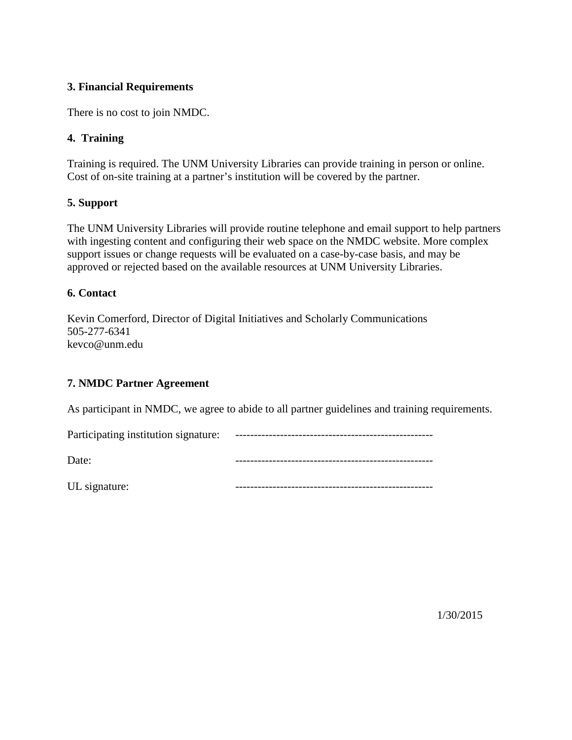**3. Financial Requirements**

There is no cost to join NMDC.

**4. Training**

Training is required. The UNM University Libraries can provide training in person or online. Cost of on-site training at a partner's institution will be covered by the partner.

**5. Support**

The UNM University Libraries will provide routine telephone and email support to help partners with ingesting content and configuring their web space on the NMDC website. More complex support issues or change requests will be evaluated on a case-by-case basis, and may be approved or rejected based on the available resources at UNM University Libraries.

**6. Contact**

Kevin Comerford, Director of Digital Initiatives and Scholarly Communications
505-277-6341
kevco@unm.edu

**7. NMDC Partner Agreement**

As participant in NMDC, we agree to abide to all partner guidelines and training requirements.

Participating institution signature: ----------------------------------------------------

Date: ----------------------------------------------------

UL signature: ----------------------------------------------------

1/30/2015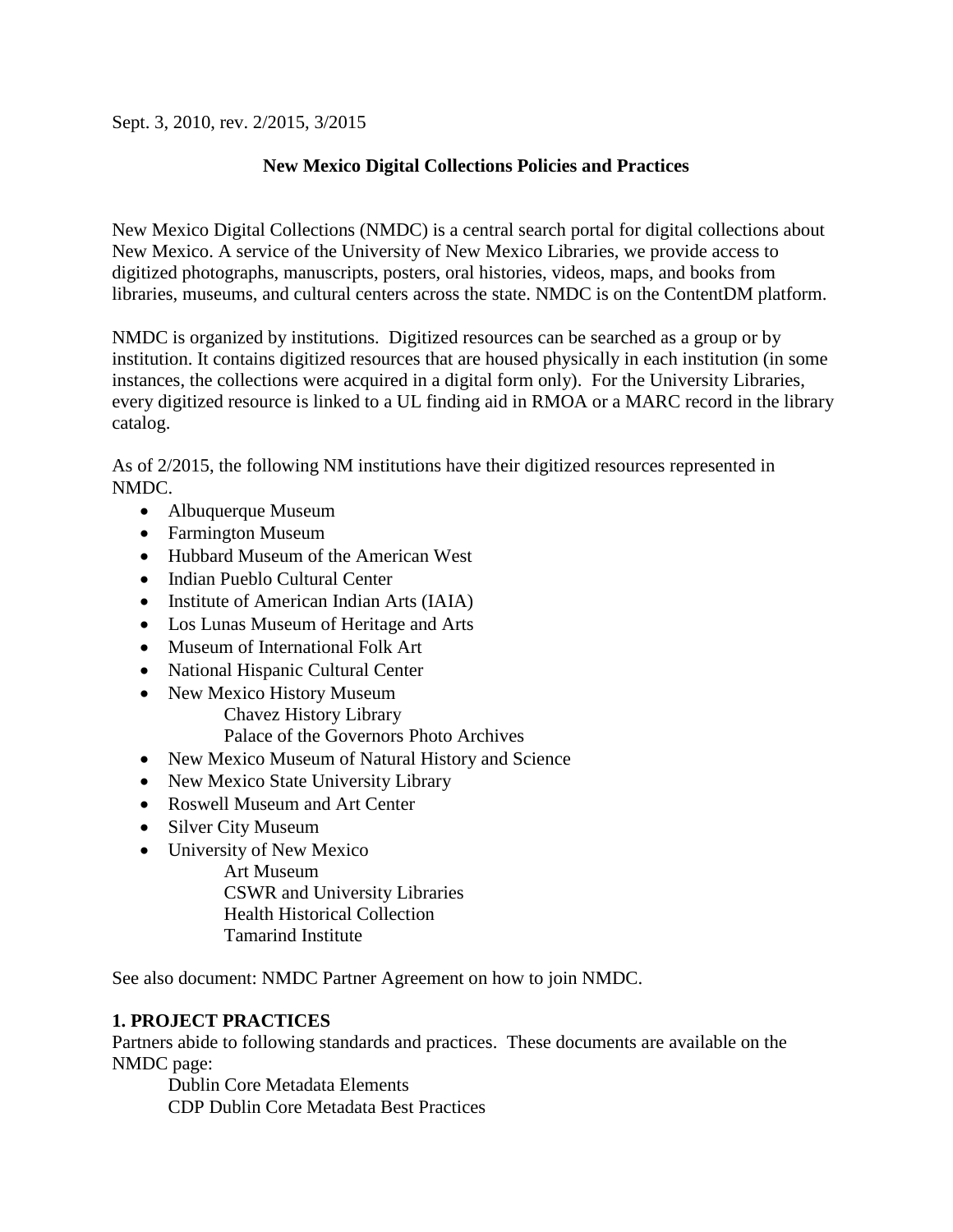Sept. 3, 2010, rev. 2/2015, 3/2015

# New Mexico Digital Collections Policies and Practices

New Mexico Digital Collections (NMDC) is a central search portal for digital collections about New Mexico. A service of the University of New Mexico Libraries, we provide access to digitized photographs, manuscripts, posters, oral histories, videos, maps, and books from libraries, museums, and cultural centers across the state. NMDC is on the ContentDM platform.

NMDC is organized by institutions. Digitized resources can be searched as a group or by institution. It contains digitized resources that are housed physically in each institution (in some instances, the collections were acquired in a digital form only). For the University Libraries, every digitized resource is linked to a UL finding aid in RMOA or a MARC record in the library catalog.

As of 2/2015, the following NM institutions have their digitized resources represented in NMDC.

- Albuquerque Museum
- Farmington Museum
- Hubbard Museum of the American West
- Indian Pueblo Cultural Center
- Institute of American Indian Arts (IAIA)
- Los Lunas Museum of Heritage and Arts
- Museum of International Folk Art
- National Hispanic Cultural Center
- New Mexico History Museum
  - Chavez History Library
  - Palace of the Governors Photo Archives
- New Mexico Museum of Natural History and Science
- New Mexico State University Library
- Roswell Museum and Art Center
- Silver City Museum
- University of New Mexico
  - Art Museum
  - CSWR and University Libraries
  - Health Historical Collection
  - Tamarind Institute

See also document: NMDC Partner Agreement on how to join NMDC.

## 1. PROJECT PRACTICES

Partners abide to following standards and practices. These documents are available on the NMDC page:

Dublin Core Metadata Elements
CDP Dublin Core Metadata Best Practices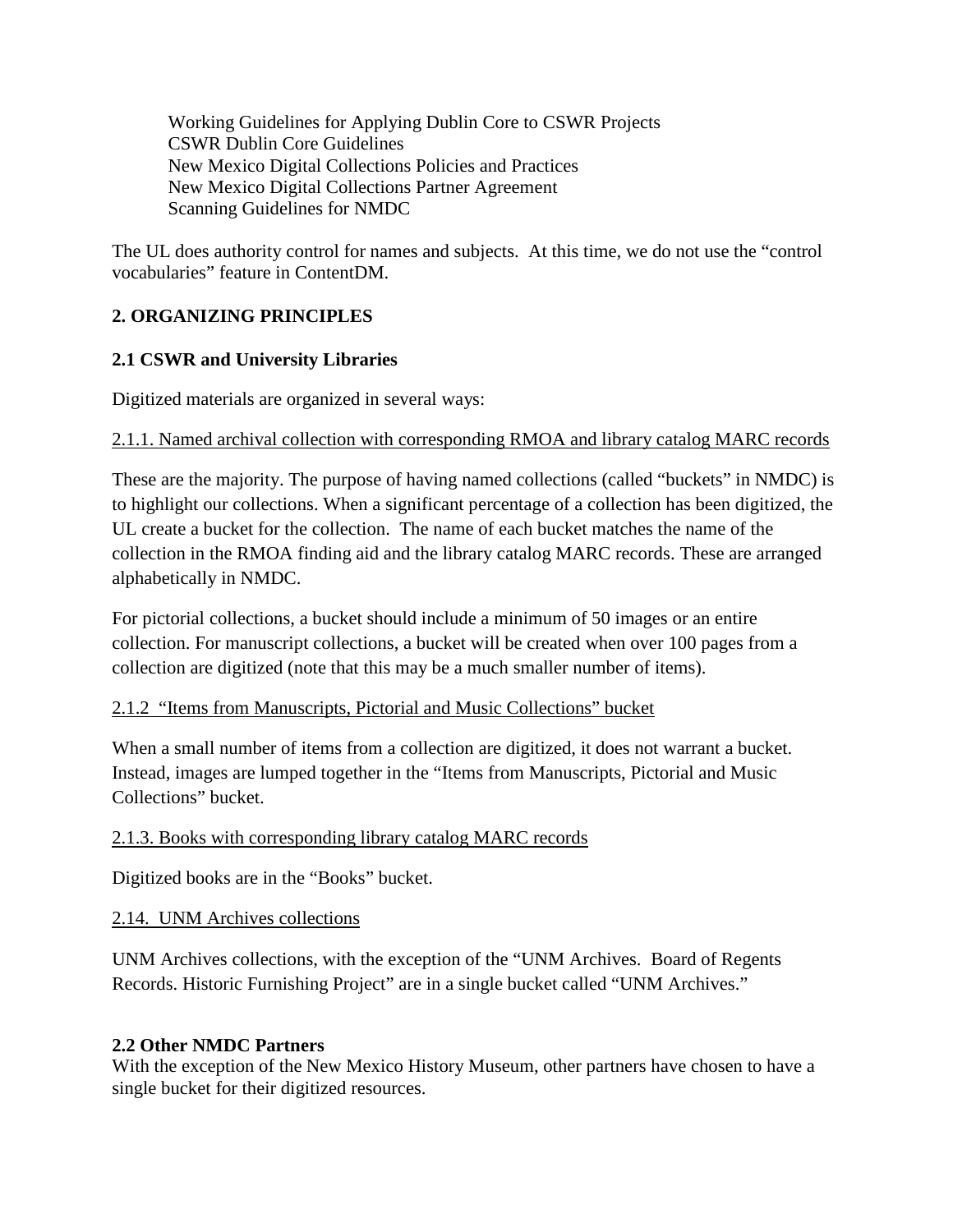Working Guidelines for Applying Dublin Core to CSWR Projects
CSWR Dublin Core Guidelines
New Mexico Digital Collections Policies and Practices
New Mexico Digital Collections Partner Agreement
Scanning Guidelines for NMDC

The UL does authority control for names and subjects. At this time, we do not use the "control vocabularies" feature in ContentDM.

## 2. ORGANIZING PRINCIPLES

### 2.1 CSWR and University Libraries

Digitized materials are organized in several ways:

<u>2.1.1. Named archival collection with corresponding RMOA and library catalog MARC records</u>

These are the majority. The purpose of having named collections (called "buckets" in NMDC) is to highlight our collections. When a significant percentage of a collection has been digitized, the UL create a bucket for the collection. The name of each bucket matches the name of the collection in the RMOA finding aid and the library catalog MARC records. These are arranged alphabetically in NMDC.

For pictorial collections, a bucket should include a minimum of 50 images or an entire collection. For manuscript collections, a bucket will be created when over 100 pages from a collection are digitized (note that this may be a much smaller number of items).

<u>2.1.2 "Items from Manuscripts, Pictorial and Music Collections" bucket</u>

When a small number of items from a collection are digitized, it does not warrant a bucket. Instead, images are lumped together in the "Items from Manuscripts, Pictorial and Music Collections" bucket.

<u>2.1.3. Books with corresponding library catalog MARC records</u>

Digitized books are in the "Books" bucket.

<u>2.14. UNM Archives collections</u>

UNM Archives collections, with the exception of the "UNM Archives. Board of Regents Records. Historic Furnishing Project" are in a single bucket called "UNM Archives."

### 2.2 Other NMDC Partners

With the exception of the New Mexico History Museum, other partners have chosen to have a single bucket for their digitized resources.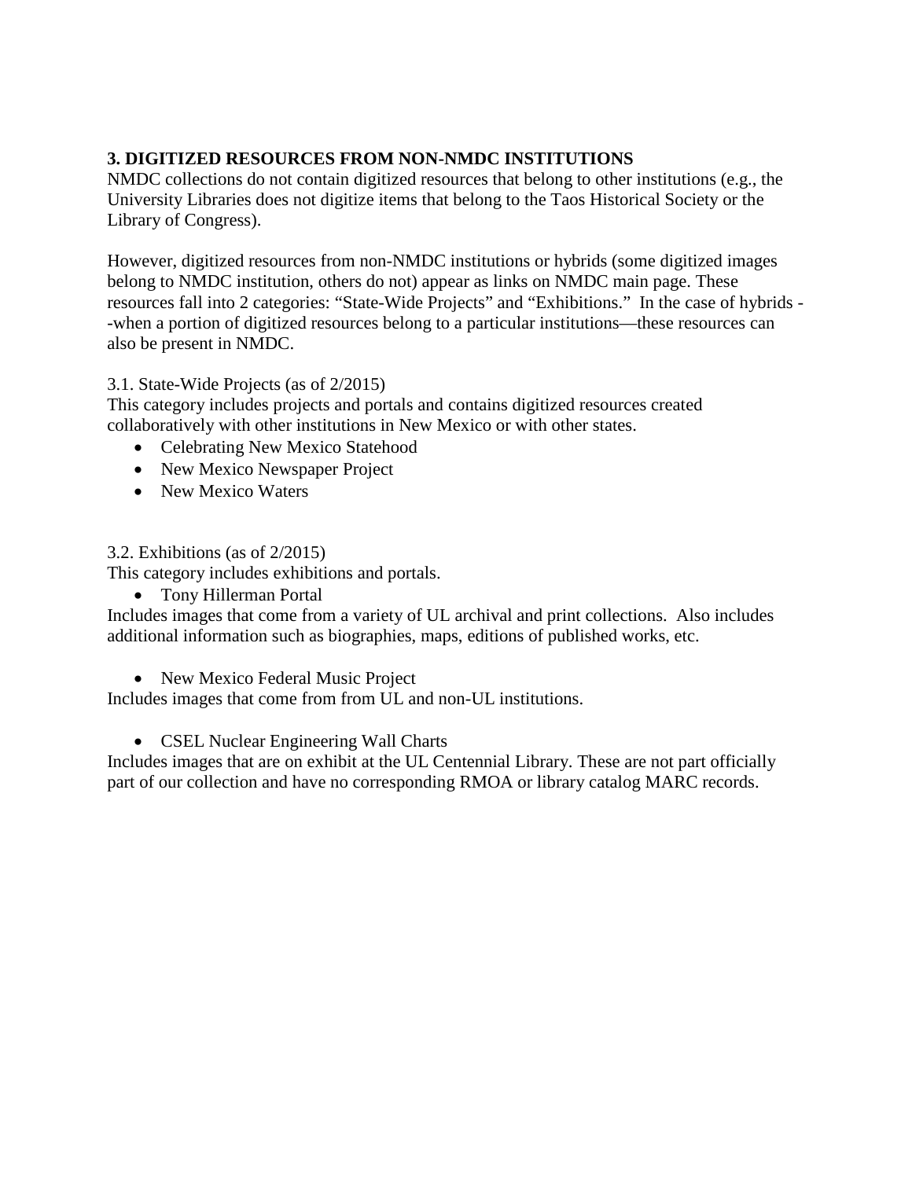**3. DIGITIZED RESOURCES FROM NON-NMDC INSTITUTIONS**

NMDC collections do not contain digitized resources that belong to other institutions (e.g., the University Libraries does not digitize items that belong to the Taos Historical Society or the Library of Congress).

However, digitized resources from non-NMDC institutions or hybrids (some digitized images belong to NMDC institution, others do not) appear as links on NMDC main page. These resources fall into 2 categories: "State-Wide Projects" and "Exhibitions." In the case of hybrids --when a portion of digitized resources belong to a particular institutions—these resources can also be present in NMDC.

3.1. State-Wide Projects (as of 2/2015)

This category includes projects and portals and contains digitized resources created collaboratively with other institutions in New Mexico or with other states.

- Celebrating New Mexico Statehood
- New Mexico Newspaper Project
- New Mexico Waters

3.2. Exhibitions (as of 2/2015)

This category includes exhibitions and portals.

- Tony Hillerman Portal

Includes images that come from a variety of UL archival and print collections. Also includes additional information such as biographies, maps, editions of published works, etc.

- New Mexico Federal Music Project

Includes images that come from from UL and non-UL institutions.

- CSEL Nuclear Engineering Wall Charts

Includes images that are on exhibit at the UL Centennial Library. These are not part officially part of our collection and have no corresponding RMOA or library catalog MARC records.